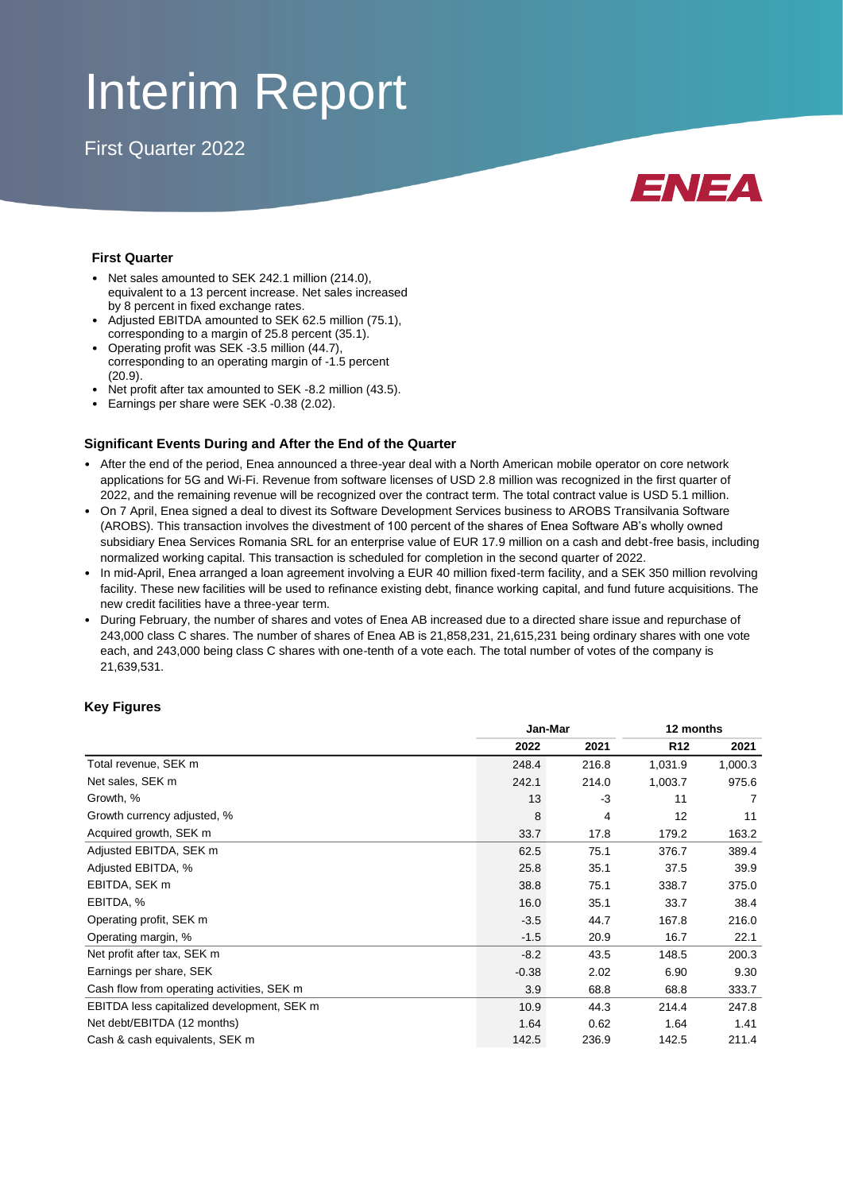# Interim Report

First Quarter 2022

ENEA

### First Quarter

- Net sales amounted to SEK 242.1 million (214.0), equivalent to a 13 percent increase. Net sales increased by 8 percent in fixed exchange rates.
- Adjusted EBITDA amounted to SEK 62.5 million (75.1), corresponding to a margin of 25.8 percent (35.1).
- Operating profit was SEK -3.5 million (44.7), corresponding to an operating margin of -1.5 percent (20.9).
- Net profit after tax amounted to SEK -8.2 million (43.5).
- Earnings per share were SEK -0.38 (2.02).

### Significant Events During and After the End of the Quarter

- After the end of the period, Enea announced a three-year deal with a North American mobile operator on core network applications for 5G and Wi-Fi. Revenue from software licenses of USD 2.8 million was recognized in the first quarter of 2022, and the remaining revenue will be recognized over the contract term. The total contract value is USD 5.1 million.
- On 7 April, Enea signed a deal to divest its Software Development Services business to AROBS Transilvania Software (AROBS). This transaction involves the divestment of 100 percent of the shares of Enea Software AB's wholly owned subsidiary Enea Services Romania SRL for an enterprise value of EUR 17.9 million on a cash and debt-free basis, including normalized working capital. This transaction is scheduled for completion in the second quarter of 2022.
- In mid-April, Enea arranged a loan agreement involving a EUR 40 million fixed-term facility, and a SEK 350 million revolving facility. These new facilities will be used to refinance existing debt, finance working capital, and fund future acquisitions. The new credit facilities have a three-year term.
- During February, the number of shares and votes of Enea AB increased due to a directed share issue and repurchase of 243,000 class C shares. The number of shares of Enea AB is 21,858,231, 21,615,231 being ordinary shares with one vote each, and 243,000 being class C shares with one-tenth of a vote each. The total number of votes of the company is 21,639,531.

### Key Figures

| | Jan-Mar | | 12 months | |
|---|---|---|---|---|
| | 2022 | 2021 | R12 | 2021 |
| Total revenue, SEK m | 248.4 | 216.8 | 1,031.9 | 1,000.3 |
| Net sales, SEK m | 242.1 | 214.0 | 1,003.7 | 975.6 |
| Growth, % | 13 | -3 | 11 | 7 |
| Growth currency adjusted, % | 8 | 4 | 12 | 11 |
| Acquired growth, SEK m | 33.7 | 17.8 | 179.2 | 163.2 |
| Adjusted EBITDA, SEK m | 62.5 | 75.1 | 376.7 | 389.4 |
| Adjusted EBITDA, % | 25.8 | 35.1 | 37.5 | 39.9 |
| EBITDA, SEK m | 38.8 | 75.1 | 338.7 | 375.0 |
| EBITDA, % | 16.0 | 35.1 | 33.7 | 38.4 |
| Operating profit, SEK m | -3.5 | 44.7 | 167.8 | 216.0 |
| Operating margin, % | -1.5 | 20.9 | 16.7 | 22.1 |
| Net profit after tax, SEK m | -8.2 | 43.5 | 148.5 | 200.3 |
| Earnings per share, SEK | -0.38 | 2.02 | 6.90 | 9.30 |
| Cash flow from operating activities, SEK m | 3.9 | 68.8 | 68.8 | 333.7 |
| EBITDA less capitalized development, SEK m | 10.9 | 44.3 | 214.4 | 247.8 |
| Net debt/EBITDA (12 months) | 1.64 | 0.62 | 1.64 | 1.41 |
| Cash & cash equivalents, SEK m | 142.5 | 236.9 | 142.5 | 211.4 |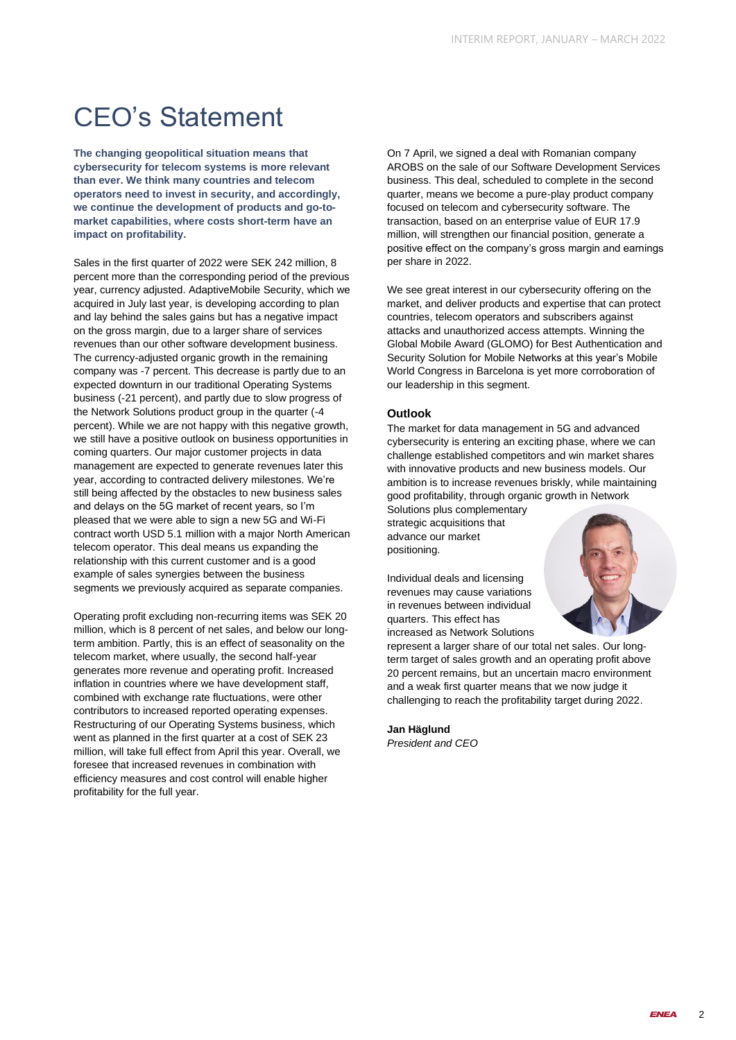# CEO's Statement

**The changing geopolitical situation means that cybersecurity for telecom systems is more relevant than ever. We think many countries and telecom operators need to invest in security, and accordingly, we continue the development of products and go-to-market capabilities, where costs short-term have an impact on profitability.**

Sales in the first quarter of 2022 were SEK 242 million, 8 percent more than the corresponding period of the previous year, currency adjusted. AdaptiveMobile Security, which we acquired in July last year, is developing according to plan and lay behind the sales gains but has a negative impact on the gross margin, due to a larger share of services revenues than our other software development business. The currency-adjusted organic growth in the remaining company was -7 percent. This decrease is partly due to an expected downturn in our traditional Operating Systems business (-21 percent), and partly due to slow progress of the Network Solutions product group in the quarter (-4 percent). While we are not happy with this negative growth, we still have a positive outlook on business opportunities in coming quarters. Our major customer projects in data management are expected to generate revenues later this year, according to contracted delivery milestones. We're still being affected by the obstacles to new business sales and delays on the 5G market of recent years, so I'm pleased that we were able to sign a new 5G and Wi-Fi contract worth USD 5.1 million with a major North American telecom operator. This deal means us expanding the relationship with this current customer and is a good example of sales synergies between the business segments we previously acquired as separate companies.

Operating profit excluding non-recurring items was SEK 20 million, which is 8 percent of net sales, and below our long-term ambition. Partly, this is an effect of seasonality on the telecom market, where usually, the second half-year generates more revenue and operating profit. Increased inflation in countries where we have development staff, combined with exchange rate fluctuations, were other contributors to increased reported operating expenses. Restructuring of our Operating Systems business, which went as planned in the first quarter at a cost of SEK 23 million, will take full effect from April this year. Overall, we foresee that increased revenues in combination with efficiency measures and cost control will enable higher profitability for the full year.

On 7 April, we signed a deal with Romanian company AROBS on the sale of our Software Development Services business. This deal, scheduled to complete in the second quarter, means we become a pure-play product company focused on telecom and cybersecurity software. The transaction, based on an enterprise value of EUR 17.9 million, will strengthen our financial position, generate a positive effect on the company's gross margin and earnings per share in 2022.

We see great interest in our cybersecurity offering on the market, and deliver products and expertise that can protect countries, telecom operators and subscribers against attacks and unauthorized access attempts. Winning the Global Mobile Award (GLOMO) for Best Authentication and Security Solution for Mobile Networks at this year's Mobile World Congress in Barcelona is yet more corroboration of our leadership in this segment.

### Outlook

The market for data management in 5G and advanced cybersecurity is entering an exciting phase, where we can challenge established competitors and win market shares with innovative products and new business models. Our ambition is to increase revenues briskly, while maintaining good profitability, through organic growth in Network Solutions plus complementary strategic acquisitions that advance our market positioning.

Individual deals and licensing revenues may cause variations in revenues between individual quarters. This effect has increased as Network Solutions represent a larger share of our total net sales. Our long-term target of sales growth and an operating profit above 20 percent remains, but an uncertain macro environment and a weak first quarter means that we now judge it challenging to reach the profitability target during 2022.

**Jan Häglund**
*President and CEO*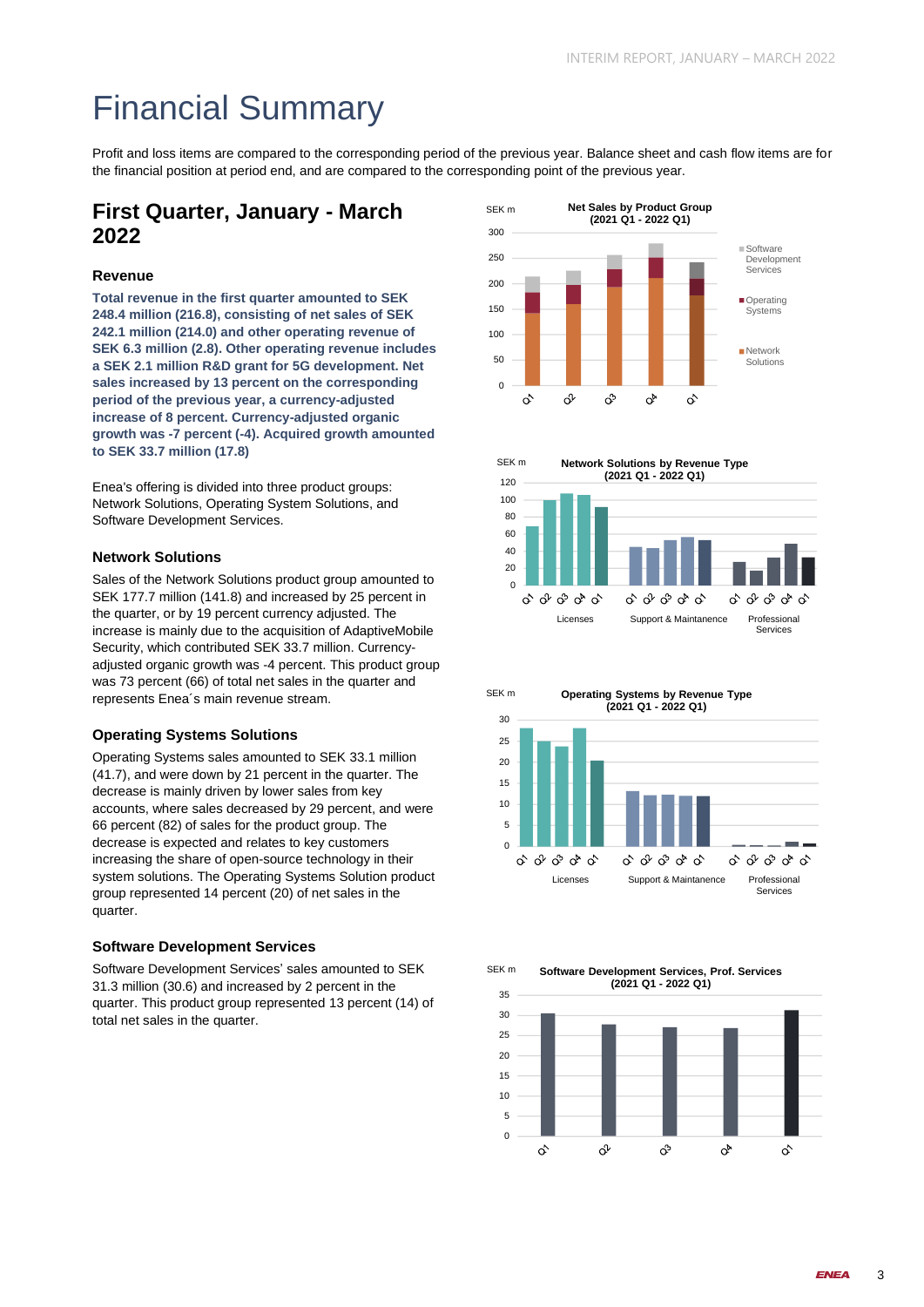# Financial Summary

Profit and loss items are compared to the corresponding period of the previous year. Balance sheet and cash flow items are for the financial position at period end, and are compared to the corresponding point of the previous year.

## First Quarter, January - March 2022

### Revenue

**Total revenue in the first quarter amounted to SEK 248.4 million (216.8), consisting of net sales of SEK 242.1 million (214.0) and other operating revenue of SEK 6.3 million (2.8). Other operating revenue includes a SEK 2.1 million R&D grant for 5G development. Net sales increased by 13 percent on the corresponding period of the previous year, a currency-adjusted increase of 8 percent. Currency-adjusted organic growth was -7 percent (-4). Acquired growth amounted to SEK 33.7 million (17.8)**

Enea's offering is divided into three product groups: Network Solutions, Operating System Solutions, and Software Development Services.

### Network Solutions

Sales of the Network Solutions product group amounted to SEK 177.7 million (141.8) and increased by 25 percent in the quarter, or by 19 percent currency adjusted. The increase is mainly due to the acquisition of AdaptiveMobile Security, which contributed SEK 33.7 million. Currency-adjusted organic growth was -4 percent. This product group was 73 percent (66) of total net sales in the quarter and represents Enea´s main revenue stream.

### Operating Systems Solutions

Operating Systems sales amounted to SEK 33.1 million (41.7), and were down by 21 percent in the quarter. The decrease is mainly driven by lower sales from key accounts, where sales decreased by 29 percent, and were 66 percent (82) of sales for the product group. The decrease is expected and relates to key customers increasing the share of open-source technology in their system solutions. The Operating Systems Solution product group represented 14 percent (20) of net sales in the quarter.

### Software Development Services

Software Development Services' sales amounted to SEK 31.3 million (30.6) and increased by 2 percent in the quarter. This product group represented 13 percent (14) of total net sales in the quarter.

**Net Sales by Product Group (2021 Q1 - 2022 Q1)** — SEK m; Network Solutions, Operating Systems, Software Development Services

**Network Solutions by Revenue Type (2021 Q1 - 2022 Q1)** — SEK m; Licenses, Support & Maintenance, Professional Services

**Operating Systems by Revenue Type (2021 Q1 - 2022 Q1)** — SEK m; Licenses, Support & Maintenance, Professional Services

**Software Development Services, Prof. Services (2021 Q1 - 2022 Q1)** — SEK m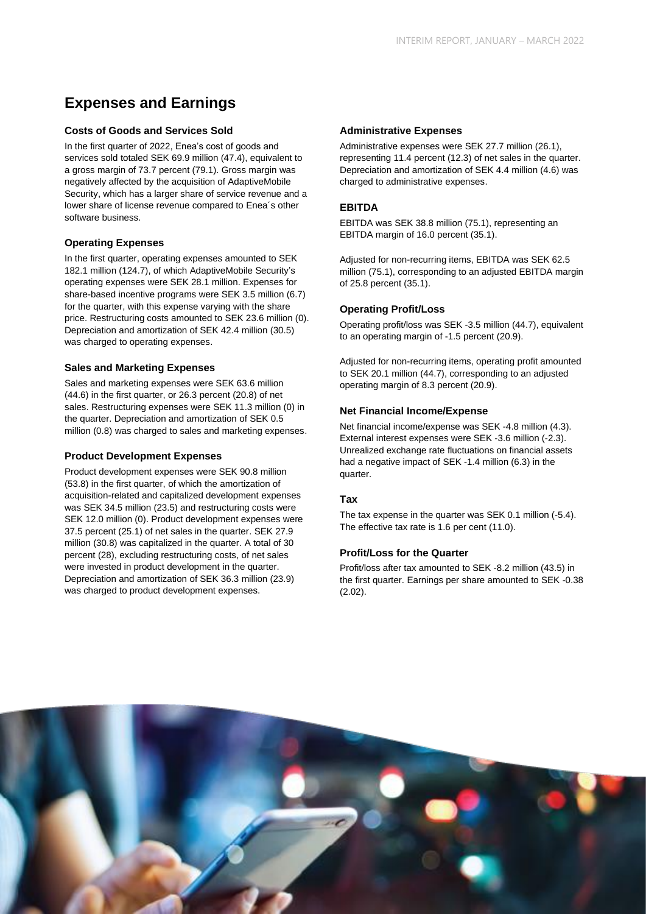# Expenses and Earnings

### Costs of Goods and Services Sold

In the first quarter of 2022, Enea's cost of goods and services sold totaled SEK 69.9 million (47.4), equivalent to a gross margin of 73.7 percent (79.1). Gross margin was negatively affected by the acquisition of AdaptiveMobile Security, which has a larger share of service revenue and a lower share of license revenue compared to Enea´s other software business.

### Operating Expenses

In the first quarter, operating expenses amounted to SEK 182.1 million (124.7), of which AdaptiveMobile Security's operating expenses were SEK 28.1 million. Expenses for share-based incentive programs were SEK 3.5 million (6.7) for the quarter, with this expense varying with the share price. Restructuring costs amounted to SEK 23.6 million (0). Depreciation and amortization of SEK 42.4 million (30.5) was charged to operating expenses.

### Sales and Marketing Expenses

Sales and marketing expenses were SEK 63.6 million (44.6) in the first quarter, or 26.3 percent (20.8) of net sales. Restructuring expenses were SEK 11.3 million (0) in the quarter. Depreciation and amortization of SEK 0.5 million (0.8) was charged to sales and marketing expenses.

### Product Development Expenses

Product development expenses were SEK 90.8 million (53.8) in the first quarter, of which the amortization of acquisition-related and capitalized development expenses was SEK 34.5 million (23.5) and restructuring costs were SEK 12.0 million (0). Product development expenses were 37.5 percent (25.1) of net sales in the quarter. SEK 27.9 million (30.8) was capitalized in the quarter. A total of 30 percent (28), excluding restructuring costs, of net sales were invested in product development in the quarter. Depreciation and amortization of SEK 36.3 million (23.9) was charged to product development expenses.

### Administrative Expenses

Administrative expenses were SEK 27.7 million (26.1), representing 11.4 percent (12.3) of net sales in the quarter. Depreciation and amortization of SEK 4.4 million (4.6) was charged to administrative expenses.

### EBITDA

EBITDA was SEK 38.8 million (75.1), representing an EBITDA margin of 16.0 percent (35.1).

Adjusted for non-recurring items, EBITDA was SEK 62.5 million (75.1), corresponding to an adjusted EBITDA margin of 25.8 percent (35.1).

### Operating Profit/Loss

Operating profit/loss was SEK -3.5 million (44.7), equivalent to an operating margin of -1.5 percent (20.9).

Adjusted for non-recurring items, operating profit amounted to SEK 20.1 million (44.7), corresponding to an adjusted operating margin of 8.3 percent (20.9).

### Net Financial Income/Expense

Net financial income/expense was SEK -4.8 million (4.3). External interest expenses were SEK -3.6 million (-2.3). Unrealized exchange rate fluctuations on financial assets had a negative impact of SEK -1.4 million (6.3) in the quarter.

### Tax

The tax expense in the quarter was SEK 0.1 million (-5.4). The effective tax rate is 1.6 per cent (11.0).

### Profit/Loss for the Quarter

Profit/loss after tax amounted to SEK -8.2 million (43.5) in the first quarter. Earnings per share amounted to SEK -0.38 (2.02).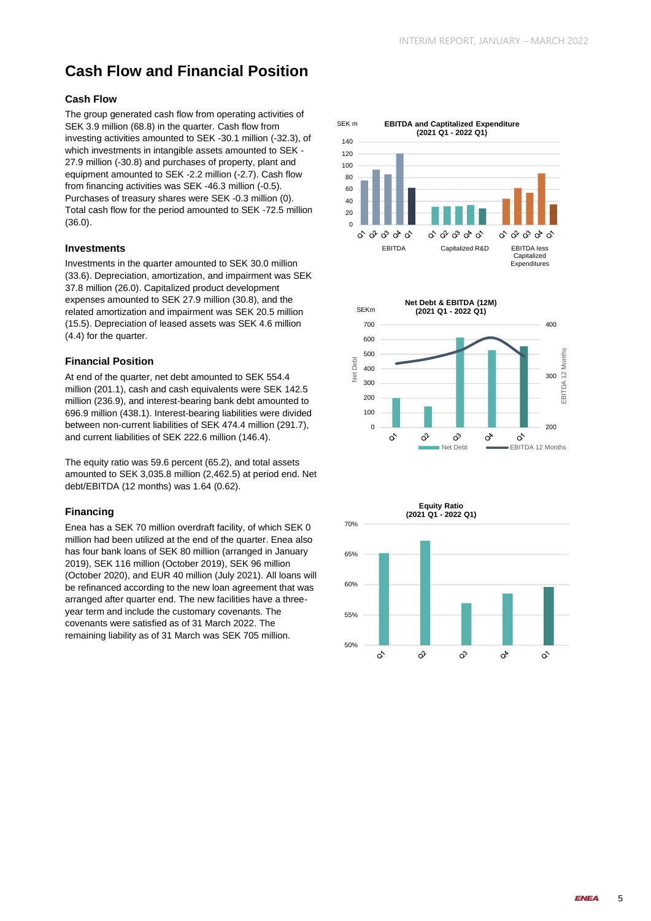# Cash Flow and Financial Position

### Cash Flow

The group generated cash flow from operating activities of SEK 3.9 million (68.8) in the quarter. Cash flow from investing activities amounted to SEK -30.1 million (-32.3), of which investments in intangible assets amounted to SEK -27.9 million (-30.8) and purchases of property, plant and equipment amounted to SEK -2.2 million (-2.7). Cash flow from financing activities was SEK -46.3 million (-0.5). Purchases of treasury shares were SEK -0.3 million (0). Total cash flow for the period amounted to SEK -72.5 million (36.0).

### Investments

Investments in the quarter amounted to SEK 30.0 million (33.6). Depreciation, amortization, and impairment was SEK 37.8 million (26.0). Capitalized product development expenses amounted to SEK 27.9 million (30.8), and the related amortization and impairment was SEK 20.5 million (15.5). Depreciation of leased assets was SEK 4.6 million (4.4) for the quarter.

### Financial Position

At end of the quarter, net debt amounted to SEK 554.4 million (201.1), cash and cash equivalents were SEK 142.5 million (236.9), and interest-bearing bank debt amounted to 696.9 million (438.1). Interest-bearing liabilities were divided between non-current liabilities of SEK 474.4 million (291.7), and current liabilities of SEK 222.6 million (146.4).

The equity ratio was 59.6 percent (65.2), and total assets amounted to SEK 3,035.8 million (2,462.5) at period end. Net debt/EBITDA (12 months) was 1.64 (0.62).

### Financing

Enea has a SEK 70 million overdraft facility, of which SEK 0 million had been utilized at the end of the quarter. Enea also has four bank loans of SEK 80 million (arranged in January 2019), SEK 116 million (October 2019), SEK 96 million (October 2020), and EUR 40 million (July 2021). All loans will be refinanced according to the new loan agreement that was arranged after quarter end. The new facilities have a three-year term and include the customary covenants. The covenants were satisfied as of 31 March 2022. The remaining liability as of 31 March was SEK 705 million.

**EBITDA and Captitalized Expenditure (2021 Q1 - 2022 Q1)**

**Net Debt & EBITDA (12M) (2021 Q1 - 2022 Q1)**

**Equity Ratio (2021 Q1 - 2022 Q1)**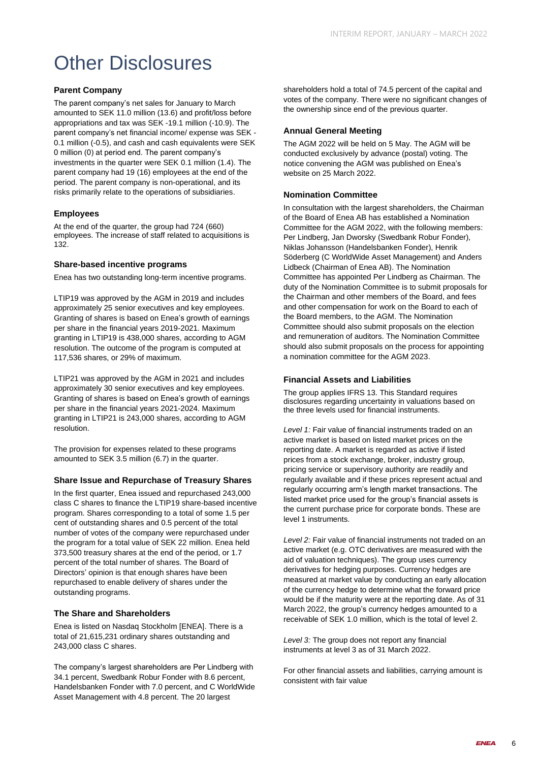# Other Disclosures

### Parent Company

The parent company's net sales for January to March amounted to SEK 11.0 million (13.6) and profit/loss before appropriations and tax was SEK -19.1 million (-10.9). The parent company's net financial income/ expense was SEK -0.1 million (-0.5), and cash and cash equivalents were SEK 0 million (0) at period end. The parent company's investments in the quarter were SEK 0.1 million (1.4). The parent company had 19 (16) employees at the end of the period. The parent company is non-operational, and its risks primarily relate to the operations of subsidiaries.

### Employees

At the end of the quarter, the group had 724 (660) employees. The increase of staff related to acquisitions is 132.

### Share-based incentive programs

Enea has two outstanding long-term incentive programs.

LTIP19 was approved by the AGM in 2019 and includes approximately 25 senior executives and key employees. Granting of shares is based on Enea's growth of earnings per share in the financial years 2019-2021. Maximum granting in LTIP19 is 438,000 shares, according to AGM resolution. The outcome of the program is computed at 117,536 shares, or 29% of maximum.

LTIP21 was approved by the AGM in 2021 and includes approximately 30 senior executives and key employees. Granting of shares is based on Enea's growth of earnings per share in the financial years 2021-2024. Maximum granting in LTIP21 is 243,000 shares, according to AGM resolution.

The provision for expenses related to these programs amounted to SEK 3.5 million (6.7) in the quarter.

### Share Issue and Repurchase of Treasury Shares

In the first quarter, Enea issued and repurchased 243,000 class C shares to finance the LTIP19 share-based incentive program. Shares corresponding to a total of some 1.5 per cent of outstanding shares and 0.5 percent of the total number of votes of the company were repurchased under the program for a total value of SEK 22 million. Enea held 373,500 treasury shares at the end of the period, or 1.7 percent of the total number of shares. The Board of Directors' opinion is that enough shares have been repurchased to enable delivery of shares under the outstanding programs.

### The Share and Shareholders

Enea is listed on Nasdaq Stockholm [ENEA]. There is a total of 21,615,231 ordinary shares outstanding and 243,000 class C shares.

The company's largest shareholders are Per Lindberg with 34.1 percent, Swedbank Robur Fonder with 8.6 percent, Handelsbanken Fonder with 7.0 percent, and C WorldWide Asset Management with 4.8 percent. The 20 largest shareholders hold a total of 74.5 percent of the capital and votes of the company. There were no significant changes of the ownership since end of the previous quarter.

### Annual General Meeting

The AGM 2022 will be held on 5 May. The AGM will be conducted exclusively by advance (postal) voting. The notice convening the AGM was published on Enea's website on 25 March 2022.

### Nomination Committee

In consultation with the largest shareholders, the Chairman of the Board of Enea AB has established a Nomination Committee for the AGM 2022, with the following members: Per Lindberg, Jan Dworsky (Swedbank Robur Fonder), Niklas Johansson (Handelsbanken Fonder), Henrik Söderberg (C WorldWide Asset Management) and Anders Lidbeck (Chairman of Enea AB). The Nomination Committee has appointed Per Lindberg as Chairman. The duty of the Nomination Committee is to submit proposals for the Chairman and other members of the Board, and fees and other compensation for work on the Board to each of the Board members, to the AGM. The Nomination Committee should also submit proposals on the election and remuneration of auditors. The Nomination Committee should also submit proposals on the process for appointing a nomination committee for the AGM 2023.

### Financial Assets and Liabilities

The group applies IFRS 13. This Standard requires disclosures regarding uncertainty in valuations based on the three levels used for financial instruments.

*Level 1:* Fair value of financial instruments traded on an active market is based on listed market prices on the reporting date. A market is regarded as active if listed prices from a stock exchange, broker, industry group, pricing service or supervisory authority are readily and regularly available and if these prices represent actual and regularly occurring arm's length market transactions. The listed market price used for the group's financial assets is the current purchase price for corporate bonds. These are level 1 instruments.

*Level 2:* Fair value of financial instruments not traded on an active market (e.g. OTC derivatives are measured with the aid of valuation techniques). The group uses currency derivatives for hedging purposes. Currency hedges are measured at market value by conducting an early allocation of the currency hedge to determine what the forward price would be if the maturity were at the reporting date. As of 31 March 2022, the group's currency hedges amounted to a receivable of SEK 1.0 million, which is the total of level 2.

*Level 3:* The group does not report any financial instruments at level 3 as of 31 March 2022.

For other financial assets and liabilities, carrying amount is consistent with fair value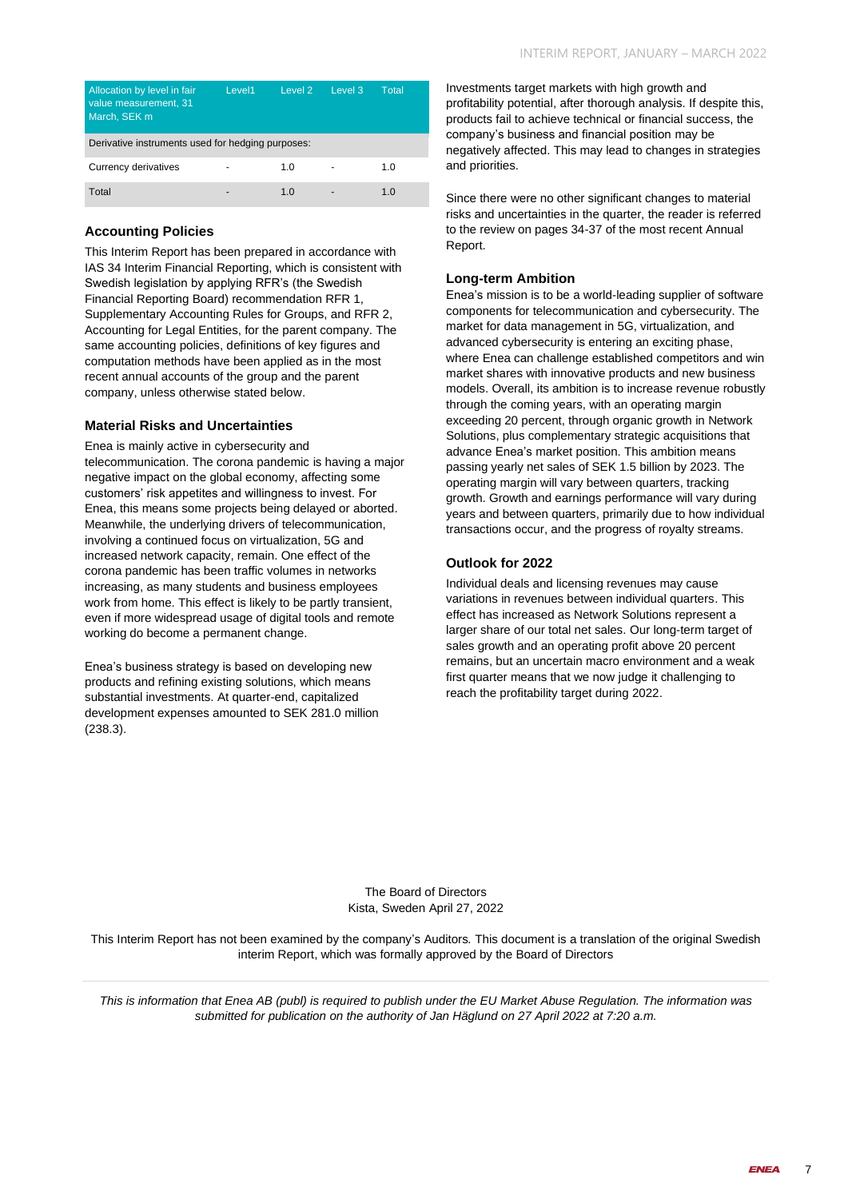| Allocation by level in fair value measurement, 31 March, SEK m | Level1 | Level 2 | Level 3 | Total |
|---|---|---|---|---|
| Derivative instruments used for hedging purposes: | | | | |
| Currency derivatives | - | 1.0 | - | 1.0 |
| Total | - | 1.0 | - | 1.0 |

### Accounting Policies

This Interim Report has been prepared in accordance with IAS 34 Interim Financial Reporting, which is consistent with Swedish legislation by applying RFR's (the Swedish Financial Reporting Board) recommendation RFR 1, Supplementary Accounting Rules for Groups, and RFR 2, Accounting for Legal Entities, for the parent company. The same accounting policies, definitions of key figures and computation methods have been applied as in the most recent annual accounts of the group and the parent company, unless otherwise stated below.

### Material Risks and Uncertainties

Enea is mainly active in cybersecurity and telecommunication. The corona pandemic is having a major negative impact on the global economy, affecting some customers' risk appetites and willingness to invest. For Enea, this means some projects being delayed or aborted. Meanwhile, the underlying drivers of telecommunication, involving a continued focus on virtualization, 5G and increased network capacity, remain. One effect of the corona pandemic has been traffic volumes in networks increasing, as many students and business employees work from home. This effect is likely to be partly transient, even if more widespread usage of digital tools and remote working do become a permanent change.

Enea's business strategy is based on developing new products and refining existing solutions, which means substantial investments. At quarter-end, capitalized development expenses amounted to SEK 281.0 million (238.3). Investments target markets with high growth and profitability potential, after thorough analysis. If despite this, products fail to achieve technical or financial success, the company's business and financial position may be negatively affected. This may lead to changes in strategies and priorities.

Since there were no other significant changes to material risks and uncertainties in the quarter, the reader is referred to the review on pages 34-37 of the most recent Annual Report.

### Long-term Ambition

Enea's mission is to be a world-leading supplier of software components for telecommunication and cybersecurity. The market for data management in 5G, virtualization, and advanced cybersecurity is entering an exciting phase, where Enea can challenge established competitors and win market shares with innovative products and new business models. Overall, its ambition is to increase revenue robustly through the coming years, with an operating margin exceeding 20 percent, through organic growth in Network Solutions, plus complementary strategic acquisitions that advance Enea's market position. This ambition means passing yearly net sales of SEK 1.5 billion by 2023. The operating margin will vary between quarters, tracking growth. Growth and earnings performance will vary during years and between quarters, primarily due to how individual transactions occur, and the progress of royalty streams.

### Outlook for 2022

Individual deals and licensing revenues may cause variations in revenues between individual quarters. This effect has increased as Network Solutions represent a larger share of our total net sales. Our long-term target of sales growth and an operating profit above 20 percent remains, but an uncertain macro environment and a weak first quarter means that we now judge it challenging to reach the profitability target during 2022.

The Board of Directors
Kista, Sweden April 27, 2022

This Interim Report has not been examined by the company's Auditors. This document is a translation of the original Swedish interim Report, which was formally approved by the Board of Directors

---

*This is information that Enea AB (publ) is required to publish under the EU Market Abuse Regulation. The information was submitted for publication on the authority of Jan Häglund on 27 April 2022 at 7:20 a.m.*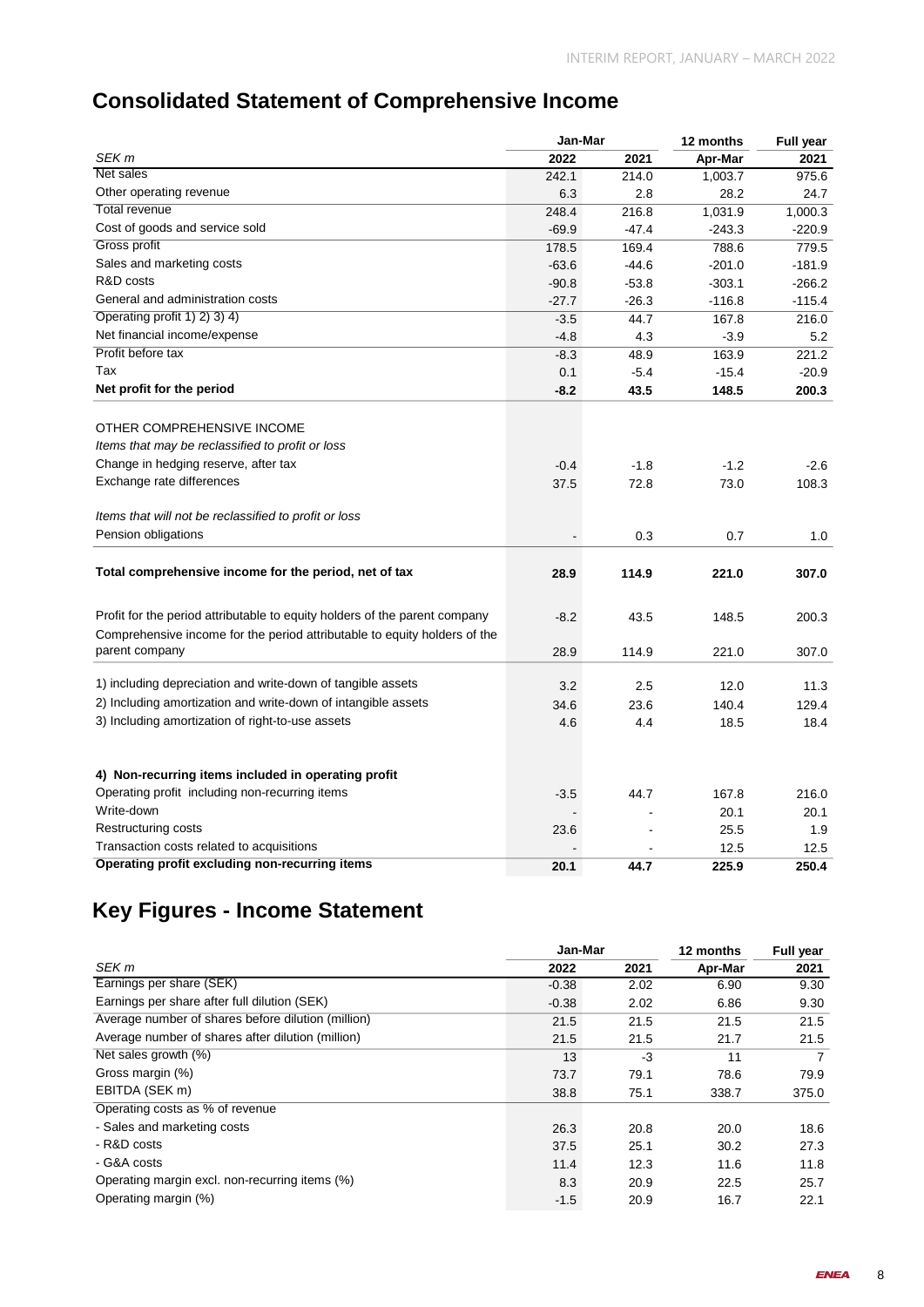# Consolidated Statement of Comprehensive Income

| SEK m | Jan-Mar 2022 | Jan-Mar 2021 | 12 months Apr-Mar | Full year 2021 |
|---|---|---|---|---|
| Net sales | 242.1 | 214.0 | 1,003.7 | 975.6 |
| Other operating revenue | 6.3 | 2.8 | 28.2 | 24.7 |
| Total revenue | 248.4 | 216.8 | 1,031.9 | 1,000.3 |
| Cost of goods and service sold | -69.9 | -47.4 | -243.3 | -220.9 |
| Gross profit | 178.5 | 169.4 | 788.6 | 779.5 |
| Sales and marketing costs | -63.6 | -44.6 | -201.0 | -181.9 |
| R&D costs | -90.8 | -53.8 | -303.1 | -266.2 |
| General and administration costs | -27.7 | -26.3 | -116.8 | -115.4 |
| Operating profit 1) 2) 3) 4) | -3.5 | 44.7 | 167.8 | 216.0 |
| Net financial income/expense | -4.8 | 4.3 | -3.9 | 5.2 |
| Profit before tax | -8.3 | 48.9 | 163.9 | 221.2 |
| Tax | 0.1 | -5.4 | -15.4 | -20.9 |
| **Net profit for the period** | **-8.2** | **43.5** | **148.5** | **200.3** |
| | | | | |
| OTHER COMPREHENSIVE INCOME | | | | |
| *Items that may be reclassified to profit or loss* | | | | |
| Change in hedging reserve, after tax | -0.4 | -1.8 | -1.2 | -2.6 |
| Exchange rate differences | 37.5 | 72.8 | 73.0 | 108.3 |
| | | | | |
| *Items that will not be reclassified to profit or loss* | | | | |
| Pension obligations | - | 0.3 | 0.7 | 1.0 |
| | | | | |
| **Total comprehensive income for the period, net of tax** | **28.9** | **114.9** | **221.0** | **307.0** |
| | | | | |
| Profit for the period attributable to equity holders of the parent company | -8.2 | 43.5 | 148.5 | 200.3 |
| Comprehensive income for the period attributable to equity holders of the parent company | 28.9 | 114.9 | 221.0 | 307.0 |
| | | | | |
| 1) including depreciation and write-down of tangible assets | 3.2 | 2.5 | 12.0 | 11.3 |
| 2) Including amortization and write-down of intangible assets | 34.6 | 23.6 | 140.4 | 129.4 |
| 3) Including amortization of right-to-use assets | 4.6 | 4.4 | 18.5 | 18.4 |
| | | | | |
| **4) Non-recurring items included in operating profit** | | | | |
| Operating profit including non-recurring items | -3.5 | 44.7 | 167.8 | 216.0 |
| Write-down | - | - | 20.1 | 20.1 |
| Restructuring costs | 23.6 | - | 25.5 | 1.9 |
| Transaction costs related to acquisitions | - | - | 12.5 | 12.5 |
| **Operating profit excluding non-recurring items** | **20.1** | **44.7** | **225.9** | **250.4** |

# Key Figures - Income Statement

| SEK m | Jan-Mar 2022 | Jan-Mar 2021 | 12 months Apr-Mar | Full year 2021 |
|---|---|---|---|---|
| Earnings per share (SEK) | -0.38 | 2.02 | 6.90 | 9.30 |
| Earnings per share after full dilution (SEK) | -0.38 | 2.02 | 6.86 | 9.30 |
| Average number of shares before dilution (million) | 21.5 | 21.5 | 21.5 | 21.5 |
| Average number of shares after dilution (million) | 21.5 | 21.5 | 21.7 | 21.5 |
| Net sales growth (%) | 13 | -3 | 11 | 7 |
| Gross margin (%) | 73.7 | 79.1 | 78.6 | 79.9 |
| EBITDA (SEK m) | 38.8 | 75.1 | 338.7 | 375.0 |
| Operating costs as % of revenue | | | | |
| - Sales and marketing costs | 26.3 | 20.8 | 20.0 | 18.6 |
| - R&D costs | 37.5 | 25.1 | 30.2 | 27.3 |
| - G&A costs | 11.4 | 12.3 | 11.6 | 11.8 |
| Operating margin excl. non-recurring items (%) | 8.3 | 20.9 | 22.5 | 25.7 |
| Operating margin (%) | -1.5 | 20.9 | 16.7 | 22.1 |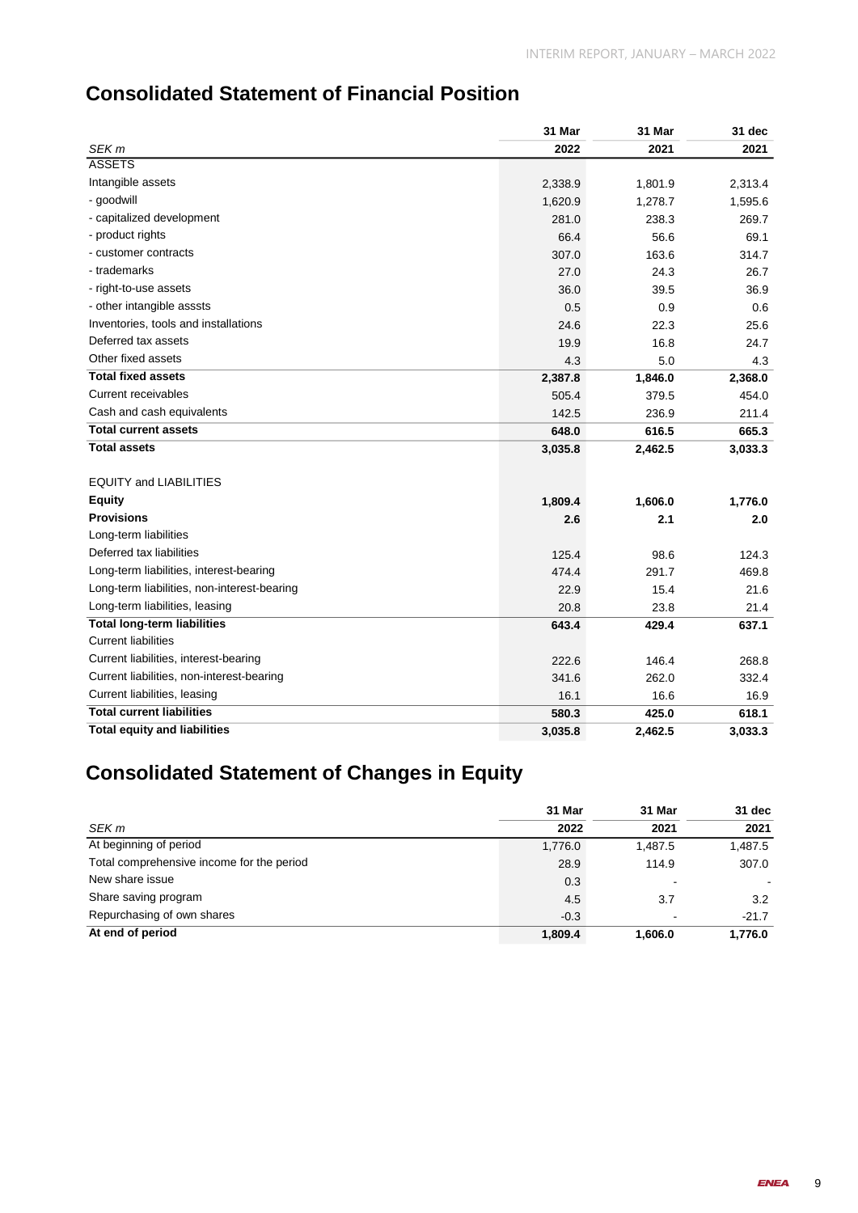# Consolidated Statement of Financial Position

| SEK m | 31 Mar 2022 | 31 Mar 2021 | 31 dec 2021 |
|---|---|---|---|
| ASSETS | | | |
| Intangible assets | 2,338.9 | 1,801.9 | 2,313.4 |
| - goodwill | 1,620.9 | 1,278.7 | 1,595.6 |
| - capitalized development | 281.0 | 238.3 | 269.7 |
| - product rights | 66.4 | 56.6 | 69.1 |
| - customer contracts | 307.0 | 163.6 | 314.7 |
| - trademarks | 27.0 | 24.3 | 26.7 |
| - right-to-use assets | 36.0 | 39.5 | 36.9 |
| - other intangible asssts | 0.5 | 0.9 | 0.6 |
| Inventories, tools and installations | 24.6 | 22.3 | 25.6 |
| Deferred tax assets | 19.9 | 16.8 | 24.7 |
| Other fixed assets | 4.3 | 5.0 | 4.3 |
| **Total fixed assets** | **2,387.8** | **1,846.0** | **2,368.0** |
| Current receivables | 505.4 | 379.5 | 454.0 |
| Cash and cash equivalents | 142.5 | 236.9 | 211.4 |
| **Total current assets** | **648.0** | **616.5** | **665.3** |
| **Total assets** | **3,035.8** | **2,462.5** | **3,033.3** |
| | | | |
| EQUITY and LIABILITIES | | | |
| **Equity** | **1,809.4** | **1,606.0** | **1,776.0** |
| **Provisions** | **2.6** | **2.1** | **2.0** |
| Long-term liabilities | | | |
| Deferred tax liabilities | 125.4 | 98.6 | 124.3 |
| Long-term liabilities, interest-bearing | 474.4 | 291.7 | 469.8 |
| Long-term liabilities, non-interest-bearing | 22.9 | 15.4 | 21.6 |
| Long-term liabilities, leasing | 20.8 | 23.8 | 21.4 |
| **Total long-term liabilities** | **643.4** | **429.4** | **637.1** |
| Current liabilities | | | |
| Current liabilities, interest-bearing | 222.6 | 146.4 | 268.8 |
| Current liabilities, non-interest-bearing | 341.6 | 262.0 | 332.4 |
| Current liabilities, leasing | 16.1 | 16.6 | 16.9 |
| **Total current liabilities** | **580.3** | **425.0** | **618.1** |
| **Total equity and liabilities** | **3,035.8** | **2,462.5** | **3,033.3** |

# Consolidated Statement of Changes in Equity

| SEK m | 31 Mar 2022 | 31 Mar 2021 | 31 dec 2021 |
|---|---|---|---|
| At beginning of period | 1,776.0 | 1,487.5 | 1,487.5 |
| Total comprehensive income for the period | 28.9 | 114.9 | 307.0 |
| New share issue | 0.3 | - | - |
| Share saving program | 4.5 | 3.7 | 3.2 |
| Repurchasing of own shares | -0.3 | - | -21.7 |
| **At end of period** | **1,809.4** | **1,606.0** | **1,776.0** |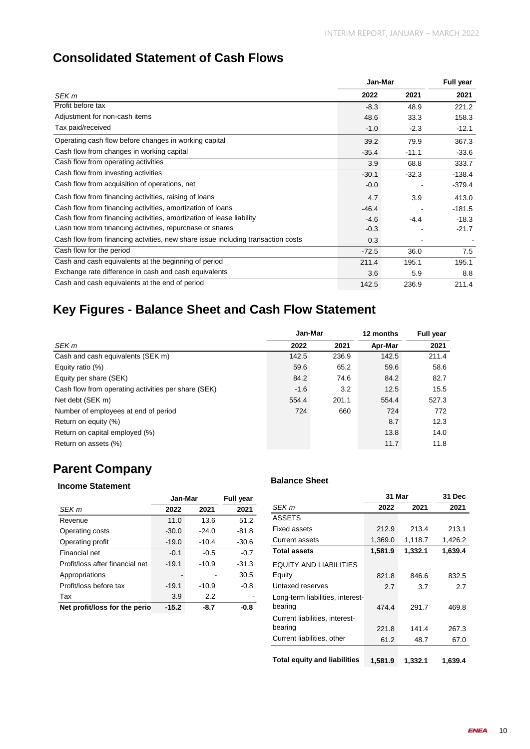## Consolidated Statement of Cash Flows

| SEK m | Jan-Mar 2022 | Jan-Mar 2021 | Full year 2021 |
|---|---|---|---|
| Profit before tax | -8.3 | 48.9 | 221.2 |
| Adjustment for non-cash items | 48.6 | 33.3 | 158.3 |
| Tax paid/received | -1.0 | -2.3 | -12.1 |
| Operating cash flow before changes in working capital | 39.2 | 79.9 | 367.3 |
| Cash flow from changes in working capital | -35.4 | -11.1 | -33.6 |
| Cash flow from operating activities | 3.9 | 68.8 | 333.7 |
| Cash flow from investing activities | -30.1 | -32.3 | -138.4 |
| Cash flow from acquisition of operations, net | -0.0 | - | -379.4 |
| Cash flow from financing activities, raising of loans | 4.7 | 3.9 | 413.0 |
| Cash flow from financing activities, amortization of loans | -46.4 | - | -181.5 |
| Cash flow from financing activities, amortization of lease liability | -4.6 | -4.4 | -18.3 |
| Cash flow from financing activities, repurchase of shares | -0.3 | - | -21.7 |
| Cash flow from financing actvities, new share issue including transaction costs | 0.3 | - | - |
| Cash flow for the period | -72.5 | 36.0 | 7.5 |
| Cash and cash equivalents at the beginning of period | 211.4 | 195.1 | 195.1 |
| Exchange rate difference in cash and cash equivalents | 3.6 | 5.9 | 8.8 |
| Cash and cash equivalents at the end of period | 142.5 | 236.9 | 211.4 |

## Key Figures - Balance Sheet and Cash Flow Statement

| SEK m | Jan-Mar 2022 | Jan-Mar 2021 | 12 months Apr-Mar | Full year 2021 |
|---|---|---|---|---|
| Cash and cash equivalents (SEK m) | 142.5 | 236.9 | 142.5 | 211.4 |
| Equity ratio (%) | 59.6 | 65.2 | 59.6 | 58.6 |
| Equity per share (SEK) | 84.2 | 74.6 | 84.2 | 82.7 |
| Cash flow from operating activities per share (SEK) | -1.6 | 3.2 | 12.5 | 15.5 |
| Net debt (SEK m) | 554.4 | 201.1 | 554.4 | 527.3 |
| Number of employees at end of period | 724 | 660 | 724 | 772 |
| Return on equity (%) | | | 8.7 | 12.3 |
| Return on capital employed (%) | | | 13.8 | 14.0 |
| Return on assets (%) | | | 11.7 | 11.8 |

## Parent Company

### Income Statement

| SEK m | Jan-Mar 2022 | Jan-Mar 2021 | Full year 2021 |
|---|---|---|---|
| Revenue | 11.0 | 13.6 | 51.2 |
| Operating costs | -30.0 | -24.0 | -81.8 |
| Operating profit | -19.0 | -10.4 | -30.6 |
| Financial net | -0.1 | -0.5 | -0.7 |
| Profit/loss after financial net | -19.1 | -10.9 | -31.3 |
| Appropriations | - | - | 30.5 |
| Profit/loss before tax | -19.1 | -10.9 | -0.8 |
| Tax | 3.9 | 2.2 | - |
| **Net profit/loss for the perio** | **-15.2** | **-8.7** | **-0.8** |

### Balance Sheet

| SEK m | 31 Mar 2022 | 31 Mar 2021 | 31 Dec 2021 |
|---|---|---|---|
| ASSETS | | | |
| Fixed assets | 212.9 | 213.4 | 213.1 |
| Current assets | 1,369.0 | 1,118.7 | 1,426.2 |
| **Total assets** | **1,581.9** | **1,332.1** | **1,639.4** |
| EQUITY AND LIABILITIES | | | |
| Equity | 821.8 | 846.6 | 832.5 |
| Untaxed reserves | 2.7 | 3.7 | 2.7 |
| Long-term liabilities, interest-bearing | 474.4 | 291.7 | 469.8 |
| Current liabilities, interest-bearing | 221.8 | 141.4 | 267.3 |
| Current liabilities, other | 61.2 | 48.7 | 67.0 |
| **Total equity and liabilities** | **1,581.9** | **1,332.1** | **1,639.4** |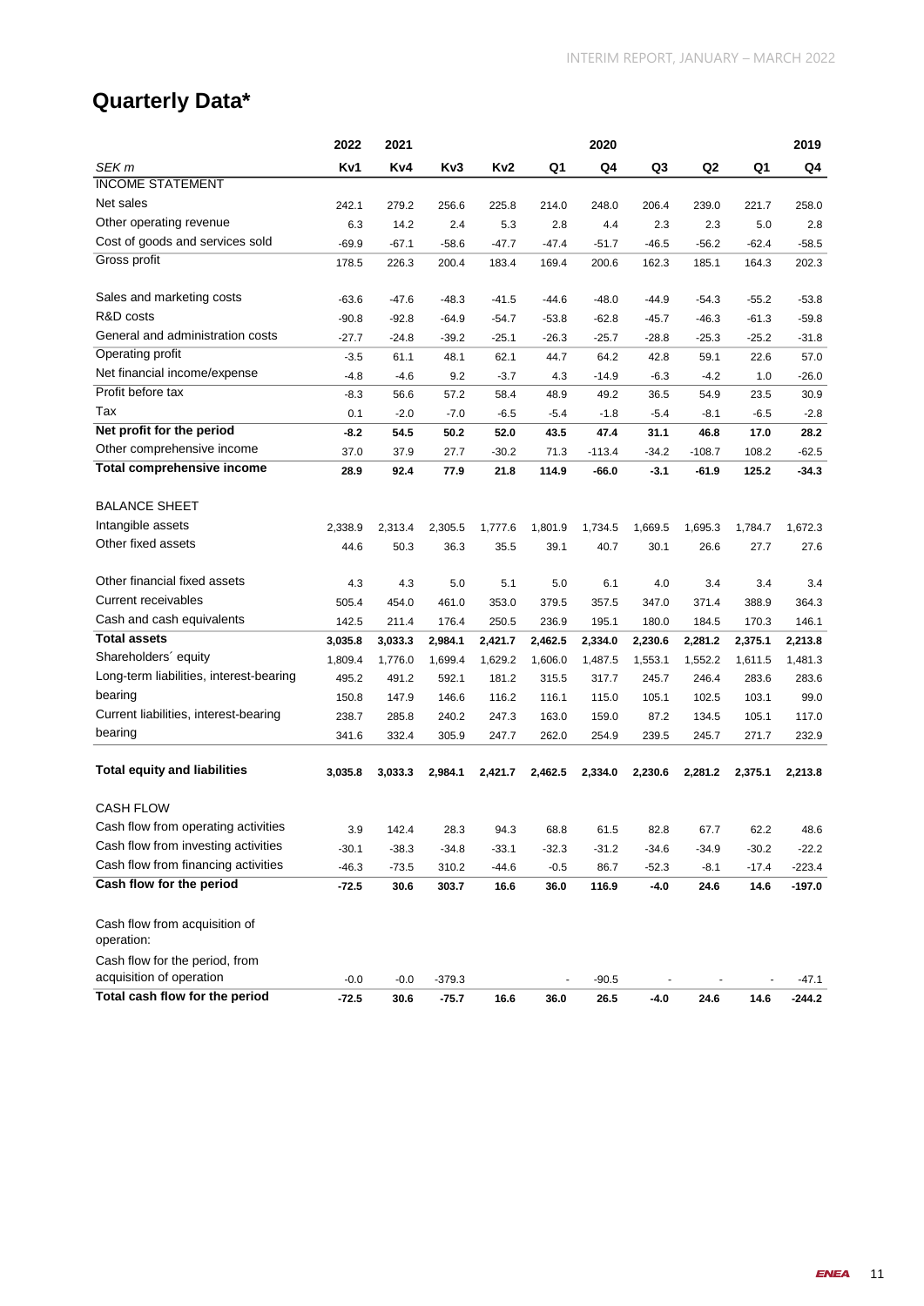# Quarterly Data*

| | 2022 | 2021 | | | | 2020 | | | | 2019 |
|---|---|---|---|---|---|---|---|---|---|---|
| *SEK m* | **Kv1** | **Kv4** | **Kv3** | **Kv2** | **Q1** | **Q4** | **Q3** | **Q2** | **Q1** | **Q4** |
| INCOME STATEMENT | | | | | | | | | | |
| Net sales | 242.1 | 279.2 | 256.6 | 225.8 | 214.0 | 248.0 | 206.4 | 239.0 | 221.7 | 258.0 |
| Other operating revenue | 6.3 | 14.2 | 2.4 | 5.3 | 2.8 | 4.4 | 2.3 | 2.3 | 5.0 | 2.8 |
| Cost of goods and services sold | -69.9 | -67.1 | -58.6 | -47.7 | -47.4 | -51.7 | -46.5 | -56.2 | -62.4 | -58.5 |
| Gross profit | 178.5 | 226.3 | 200.4 | 183.4 | 169.4 | 200.6 | 162.3 | 185.1 | 164.3 | 202.3 |
| | | | | | | | | | | |
| Sales and marketing costs | -63.6 | -47.6 | -48.3 | -41.5 | -44.6 | -48.0 | -44.9 | -54.3 | -55.2 | -53.8 |
| R&D costs | -90.8 | -92.8 | -64.9 | -54.7 | -53.8 | -62.8 | -45.7 | -46.3 | -61.3 | -59.8 |
| General and administration costs | -27.7 | -24.8 | -39.2 | -25.1 | -26.3 | -25.7 | -28.8 | -25.3 | -25.2 | -31.8 |
| Operating profit | -3.5 | 61.1 | 48.1 | 62.1 | 44.7 | 64.2 | 42.8 | 59.1 | 22.6 | 57.0 |
| Net financial income/expense | -4.8 | -4.6 | 9.2 | -3.7 | 4.3 | -14.9 | -6.3 | -4.2 | 1.0 | -26.0 |
| Profit before tax | -8.3 | 56.6 | 57.2 | 58.4 | 48.9 | 49.2 | 36.5 | 54.9 | 23.5 | 30.9 |
| Tax | 0.1 | -2.0 | -7.0 | -6.5 | -5.4 | -1.8 | -5.4 | -8.1 | -6.5 | -2.8 |
| **Net profit for the period** | **-8.2** | **54.5** | **50.2** | **52.0** | **43.5** | **47.4** | **31.1** | **46.8** | **17.0** | **28.2** |
| Other comprehensive income | 37.0 | 37.9 | 27.7 | -30.2 | 71.3 | -113.4 | -34.2 | -108.7 | 108.2 | -62.5 |
| **Total comprehensive income** | **28.9** | **92.4** | **77.9** | **21.8** | **114.9** | **-66.0** | **-3.1** | **-61.9** | **125.2** | **-34.3** |
| | | | | | | | | | | |
| BALANCE SHEET | | | | | | | | | | |
| Intangible assets | 2,338.9 | 2,313.4 | 2,305.5 | 1,777.6 | 1,801.9 | 1,734.5 | 1,669.5 | 1,695.3 | 1,784.7 | 1,672.3 |
| Other fixed assets | 44.6 | 50.3 | 36.3 | 35.5 | 39.1 | 40.7 | 30.1 | 26.6 | 27.7 | 27.6 |
| | | | | | | | | | | |
| Other financial fixed assets | 4.3 | 4.3 | 5.0 | 5.1 | 5.0 | 6.1 | 4.0 | 3.4 | 3.4 | 3.4 |
| Current receivables | 505.4 | 454.0 | 461.0 | 353.0 | 379.5 | 357.5 | 347.0 | 371.4 | 388.9 | 364.3 |
| Cash and cash equivalents | 142.5 | 211.4 | 176.4 | 250.5 | 236.9 | 195.1 | 180.0 | 184.5 | 170.3 | 146.1 |
| **Total assets** | **3,035.8** | **3,033.3** | **2,984.1** | **2,421.7** | **2,462.5** | **2,334.0** | **2,230.6** | **2,281.2** | **2,375.1** | **2,213.8** |
| Shareholders´ equity | 1,809.4 | 1,776.0 | 1,699.4 | 1,629.2 | 1,606.0 | 1,487.5 | 1,553.1 | 1,552.2 | 1,611.5 | 1,481.3 |
| Long-term liabilities, interest-bearing | 495.2 | 491.2 | 592.1 | 181.2 | 315.5 | 317.7 | 245.7 | 246.4 | 283.6 | 283.6 |
| bearing | 150.8 | 147.9 | 146.6 | 116.2 | 116.1 | 115.0 | 105.1 | 102.5 | 103.1 | 99.0 |
| Current liabilities, interest-bearing | 238.7 | 285.8 | 240.2 | 247.3 | 163.0 | 159.0 | 87.2 | 134.5 | 105.1 | 117.0 |
| bearing | 341.6 | 332.4 | 305.9 | 247.7 | 262.0 | 254.9 | 239.5 | 245.7 | 271.7 | 232.9 |
| | | | | | | | | | | |
| **Total equity and liabilities** | **3,035.8** | **3,033.3** | **2,984.1** | **2,421.7** | **2,462.5** | **2,334.0** | **2,230.6** | **2,281.2** | **2,375.1** | **2,213.8** |
| | | | | | | | | | | |
| CASH FLOW | | | | | | | | | | |
| Cash flow from operating activities | 3.9 | 142.4 | 28.3 | 94.3 | 68.8 | 61.5 | 82.8 | 67.7 | 62.2 | 48.6 |
| Cash flow from investing activities | -30.1 | -38.3 | -34.8 | -33.1 | -32.3 | -31.2 | -34.6 | -34.9 | -30.2 | -22.2 |
| Cash flow from financing activities | -46.3 | -73.5 | 310.2 | -44.6 | -0.5 | 86.7 | -52.3 | -8.1 | -17.4 | -223.4 |
| **Cash flow for the period** | **-72.5** | **30.6** | **303.7** | **16.6** | **36.0** | **116.9** | **-4.0** | **24.6** | **14.6** | **-197.0** |
| | | | | | | | | | | |
| Cash flow from acquisition of operation: | | | | | | | | | | |
| Cash flow for the period, from acquisition of operation | -0.0 | -0.0 | -379.3 | | - | -90.5 | - | - | - | -47.1 |
| **Total cash flow for the period** | **-72.5** | **30.6** | **-75.7** | **16.6** | **36.0** | **26.5** | **-4.0** | **24.6** | **14.6** | **-244.2** |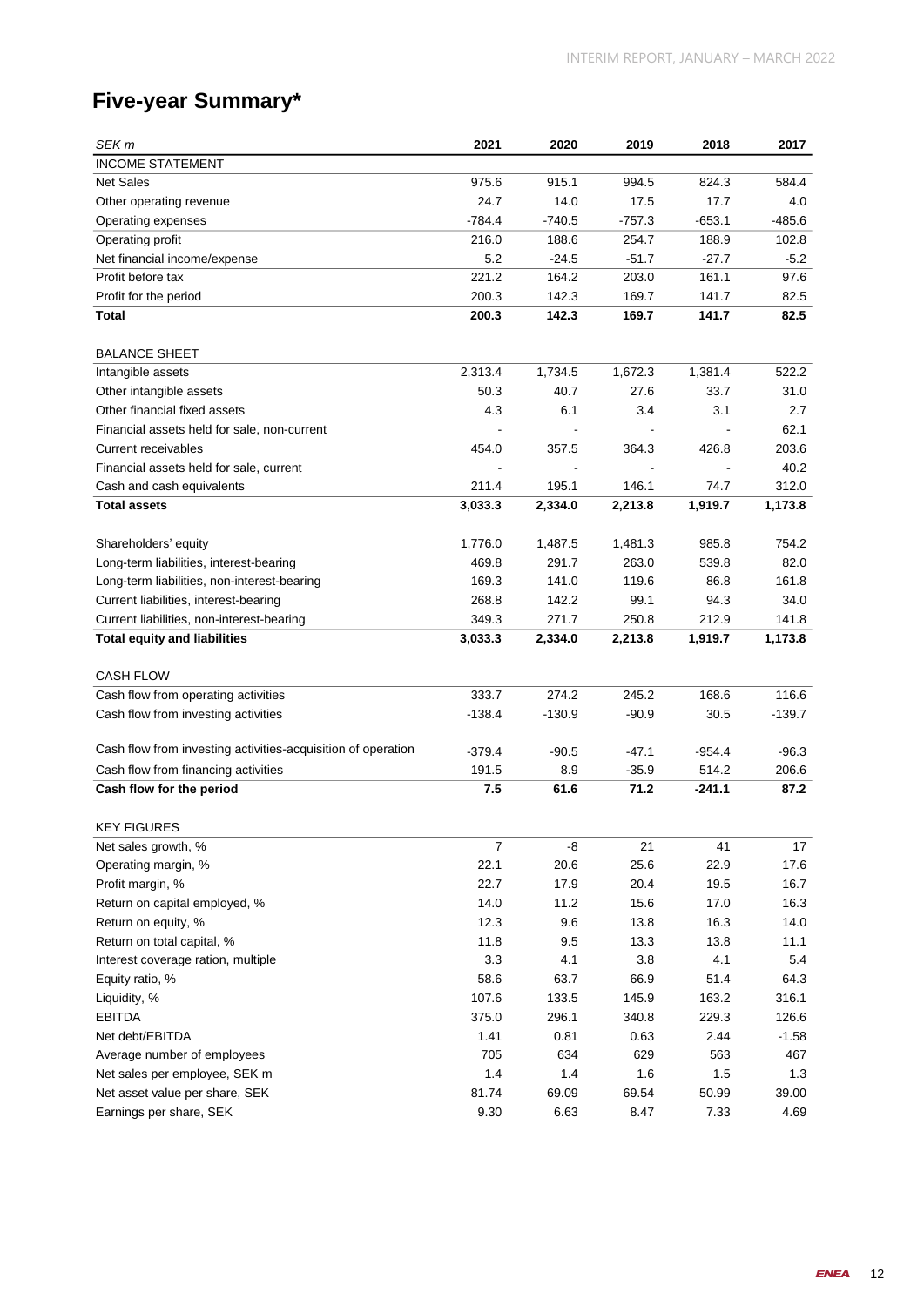# Five-year Summary*

| *SEK m* | 2021 | 2020 | 2019 | 2018 | 2017 |
|---|---|---|---|---|---|
| INCOME STATEMENT | | | | | |
| Net Sales | 975.6 | 915.1 | 994.5 | 824.3 | 584.4 |
| Other operating revenue | 24.7 | 14.0 | 17.5 | 17.7 | 4.0 |
| Operating expenses | -784.4 | -740.5 | -757.3 | -653.1 | -485.6 |
| Operating profit | 216.0 | 188.6 | 254.7 | 188.9 | 102.8 |
| Net financial income/expense | 5.2 | -24.5 | -51.7 | -27.7 | -5.2 |
| Profit before tax | 221.2 | 164.2 | 203.0 | 161.1 | 97.6 |
| Profit for the period | 200.3 | 142.3 | 169.7 | 141.7 | 82.5 |
| **Total** | **200.3** | **142.3** | **169.7** | **141.7** | **82.5** |
| | | | | | |
| BALANCE SHEET | | | | | |
| Intangible assets | 2,313.4 | 1,734.5 | 1,672.3 | 1,381.4 | 522.2 |
| Other intangible assets | 50.3 | 40.7 | 27.6 | 33.7 | 31.0 |
| Other financial fixed assets | 4.3 | 6.1 | 3.4 | 3.1 | 2.7 |
| Financial assets held for sale, non-current | - | - | - | - | 62.1 |
| Current receivables | 454.0 | 357.5 | 364.3 | 426.8 | 203.6 |
| Financial assets held for sale, current | - | - | - | - | 40.2 |
| Cash and cash equivalents | 211.4 | 195.1 | 146.1 | 74.7 | 312.0 |
| **Total assets** | **3,033.3** | **2,334.0** | **2,213.8** | **1,919.7** | **1,173.8** |
| | | | | | |
| Shareholders' equity | 1,776.0 | 1,487.5 | 1,481.3 | 985.8 | 754.2 |
| Long-term liabilities, interest-bearing | 469.8 | 291.7 | 263.0 | 539.8 | 82.0 |
| Long-term liabilities, non-interest-bearing | 169.3 | 141.0 | 119.6 | 86.8 | 161.8 |
| Current liabilities, interest-bearing | 268.8 | 142.2 | 99.1 | 94.3 | 34.0 |
| Current liabilities, non-interest-bearing | 349.3 | 271.7 | 250.8 | 212.9 | 141.8 |
| **Total equity and liabilities** | **3,033.3** | **2,334.0** | **2,213.8** | **1,919.7** | **1,173.8** |
| | | | | | |
| CASH FLOW | | | | | |
| Cash flow from operating activities | 333.7 | 274.2 | 245.2 | 168.6 | 116.6 |
| Cash flow from investing activities | -138.4 | -130.9 | -90.9 | 30.5 | -139.7 |
| Cash flow from investing activities-acquisition of operation | -379.4 | -90.5 | -47.1 | -954.4 | -96.3 |
| Cash flow from financing activities | 191.5 | 8.9 | -35.9 | 514.2 | 206.6 |
| **Cash flow for the period** | **7.5** | **61.6** | **71.2** | **-241.1** | **87.2** |
| | | | | | |
| KEY FIGURES | | | | | |
| Net sales growth, % | 7 | -8 | 21 | 41 | 17 |
| Operating margin, % | 22.1 | 20.6 | 25.6 | 22.9 | 17.6 |
| Profit margin, % | 22.7 | 17.9 | 20.4 | 19.5 | 16.7 |
| Return on capital employed, % | 14.0 | 11.2 | 15.6 | 17.0 | 16.3 |
| Return on equity, % | 12.3 | 9.6 | 13.8 | 16.3 | 14.0 |
| Return on total capital, % | 11.8 | 9.5 | 13.3 | 13.8 | 11.1 |
| Interest coverage ration, multiple | 3.3 | 4.1 | 3.8 | 4.1 | 5.4 |
| Equity ratio, % | 58.6 | 63.7 | 66.9 | 51.4 | 64.3 |
| Liquidity, % | 107.6 | 133.5 | 145.9 | 163.2 | 316.1 |
| EBITDA | 375.0 | 296.1 | 340.8 | 229.3 | 126.6 |
| Net debt/EBITDA | 1.41 | 0.81 | 0.63 | 2.44 | -1.58 |
| Average number of employees | 705 | 634 | 629 | 563 | 467 |
| Net sales per employee, SEK m | 1.4 | 1.4 | 1.6 | 1.5 | 1.3 |
| Net asset value per share, SEK | 81.74 | 69.09 | 69.54 | 50.99 | 39.00 |
| Earnings per share, SEK | 9.30 | 6.63 | 8.47 | 7.33 | 4.69 |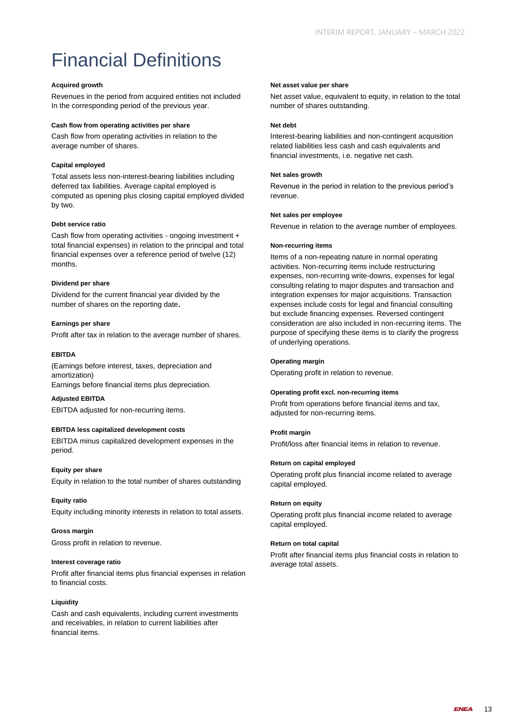# Financial Definitions

**Acquired growth**

Revenues in the period from acquired entities not included In the corresponding period of the previous year.

**Cash flow from operating activities per share**

Cash flow from operating activities in relation to the average number of shares.

**Capital employed**

Total assets less non-interest-bearing liabilities including deferred tax liabilities. Average capital employed is computed as opening plus closing capital employed divided by two.

**Debt service ratio**

Cash flow from operating activities - ongoing investment + total financial expenses) in relation to the principal and total financial expenses over a reference period of twelve (12) months.

**Dividend per share**

Dividend for the current financial year divided by the number of shares on the reporting date**.**

**Earnings per share**

Profit after tax in relation to the average number of shares.

**EBITDA**

(Earnings before interest, taxes, depreciation and amortization)
Earnings before financial items plus depreciation.

**Adjusted EBITDA**

EBITDA adjusted for non-recurring items.

**EBITDA less capitalized development costs**

EBITDA minus capitalized development expenses in the period.

**Equity per share**

Equity in relation to the total number of shares outstanding

**Equity ratio**

Equity including minority interests in relation to total assets.

**Gross margin**

Gross profit in relation to revenue.

**Interest coverage ratio**

Profit after financial items plus financial expenses in relation to financial costs.

**Liquidity**

Cash and cash equivalents, including current investments and receivables, in relation to current liabilities after financial items.

**Net asset value per share**

Net asset value, equivalent to equity, in relation to the total number of shares outstanding.

**Net debt**

Interest-bearing liabilities and non-contingent acquisition related liabilities less cash and cash equivalents and financial investments, i.e. negative net cash.

**Net sales growth**

Revenue in the period in relation to the previous period's revenue.

**Net sales per employee**

Revenue in relation to the average number of employees.

**Non-recurring items**

Items of a non-repeating nature in normal operating activities. Non-recurring items include restructuring expenses, non-recurring write-downs, expenses for legal consulting relating to major disputes and transaction and integration expenses for major acquisitions. Transaction expenses include costs for legal and financial consulting but exclude financing expenses. Reversed contingent consideration are also included in non-recurring items. The purpose of specifying these items is to clarify the progress of underlying operations.

**Operating margin**

Operating profit in relation to revenue.

**Operating profit excl. non-recurring items**

Profit from operations before financial items and tax, adjusted for non-recurring items.

**Profit margin**

Profit/loss after financial items in relation to revenue.

**Return on capital employed**

Operating profit plus financial income related to average capital employed.

**Return on equity**

Operating profit plus financial income related to average capital employed.

**Return on total capital**

Profit after financial items plus financial costs in relation to average total assets.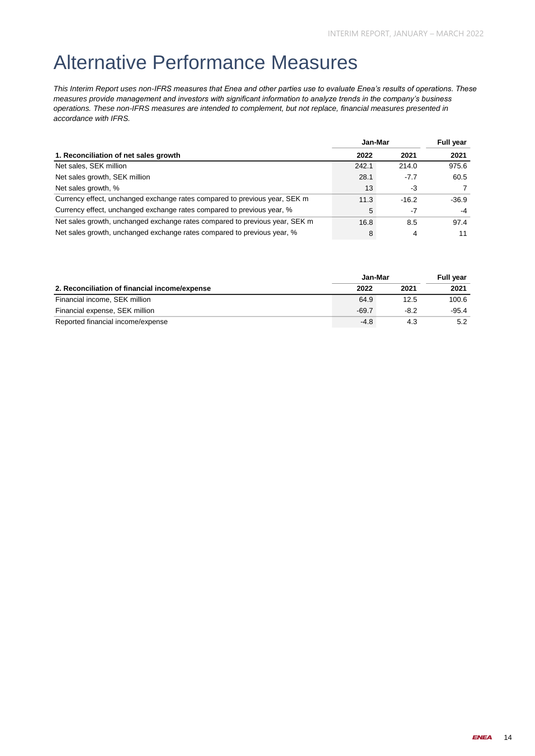# Alternative Performance Measures

*This Interim Report uses non-IFRS measures that Enea and other parties use to evaluate Enea's results of operations. These measures provide management and investors with significant information to analyze trends in the company's business operations. These non-IFRS measures are intended to complement, but not replace, financial measures presented in accordance with IFRS.*

| | Jan-Mar | | Full year |
|---|---|---|---|
| **1. Reconciliation of net sales growth** | **2022** | **2021** | **2021** |
| Net sales, SEK million | 242.1 | 214.0 | 975.6 |
| Net sales growth, SEK million | 28.1 | -7.7 | 60.5 |
| Net sales growth, % | 13 | -3 | 7 |
| Currency effect, unchanged exchange rates compared to previous year, SEK m | 11.3 | -16.2 | -36.9 |
| Currency effect, unchanged exchange rates compared to previous year, % | 5 | -7 | -4 |
| Net sales growth, unchanged exchange rates compared to previous year, SEK m | 16.8 | 8.5 | 97.4 |
| Net sales growth, unchanged exchange rates compared to previous year, % | 8 | 4 | 11 |

| | Jan-Mar | | Full year |
|---|---|---|---|
| **2. Reconciliation of financial income/expense** | **2022** | **2021** | **2021** |
| Financial income, SEK million | 64.9 | 12.5 | 100.6 |
| Financial expense, SEK million | -69.7 | -8.2 | -95.4 |
| Reported financial income/expense | -4.8 | 4.3 | 5.2 |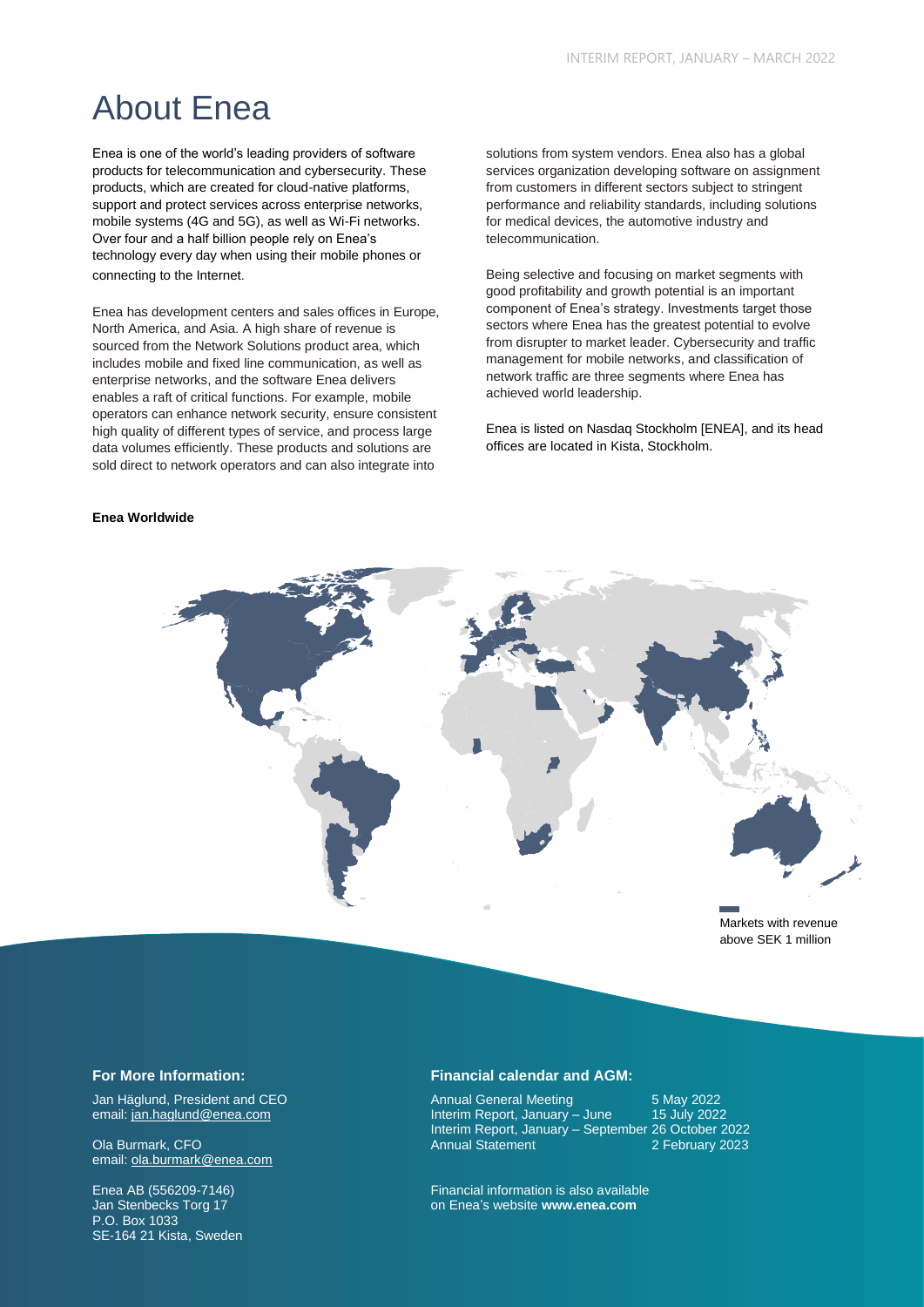# About Enea

Enea is one of the world's leading providers of software products for telecommunication and cybersecurity. These products, which are created for cloud-native platforms, support and protect services across enterprise networks, mobile systems (4G and 5G), as well as Wi-Fi networks. Over four and a half billion people rely on Enea's technology every day when using their mobile phones or connecting to the Internet.

Enea has development centers and sales offices in Europe, North America, and Asia. A high share of revenue is sourced from the Network Solutions product area, which includes mobile and fixed line communication, as well as enterprise networks, and the software Enea delivers enables a raft of critical functions. For example, mobile operators can enhance network security, ensure consistent high quality of different types of service, and process large data volumes efficiently. These products and solutions are sold direct to network operators and can also integrate into solutions from system vendors. Enea also has a global services organization developing software on assignment from customers in different sectors subject to stringent performance and reliability standards, including solutions for medical devices, the automotive industry and telecommunication.

Being selective and focusing on market segments with good profitability and growth potential is an important component of Enea's strategy. Investments target those sectors where Enea has the greatest potential to evolve from disrupter to market leader. Cybersecurity and traffic management for mobile networks, and classification of network traffic are three segments where Enea has achieved world leadership.

Enea is listed on Nasdaq Stockholm [ENEA], and its head offices are located in Kista, Stockholm.

**Enea Worldwide**

Markets with revenue above SEK 1 million

### For More Information:

Jan Häglund, President and CEO
email: jan.haglund@enea.com

Ola Burmark, CFO
email: ola.burmark@enea.com

Enea AB (556209-7146)
Jan Stenbecks Torg 17
P.O. Box 1033
SE-164 21 Kista, Sweden

### Financial calendar and AGM:

| | |
|---|---|
| Annual General Meeting | 5 May 2022 |
| Interim Report, January – June | 15 July 2022 |
| Interim Report, January – September | 26 October 2022 |
| Annual Statement | 2 February 2023 |

Financial information is also available on Enea's website **www.enea.com**